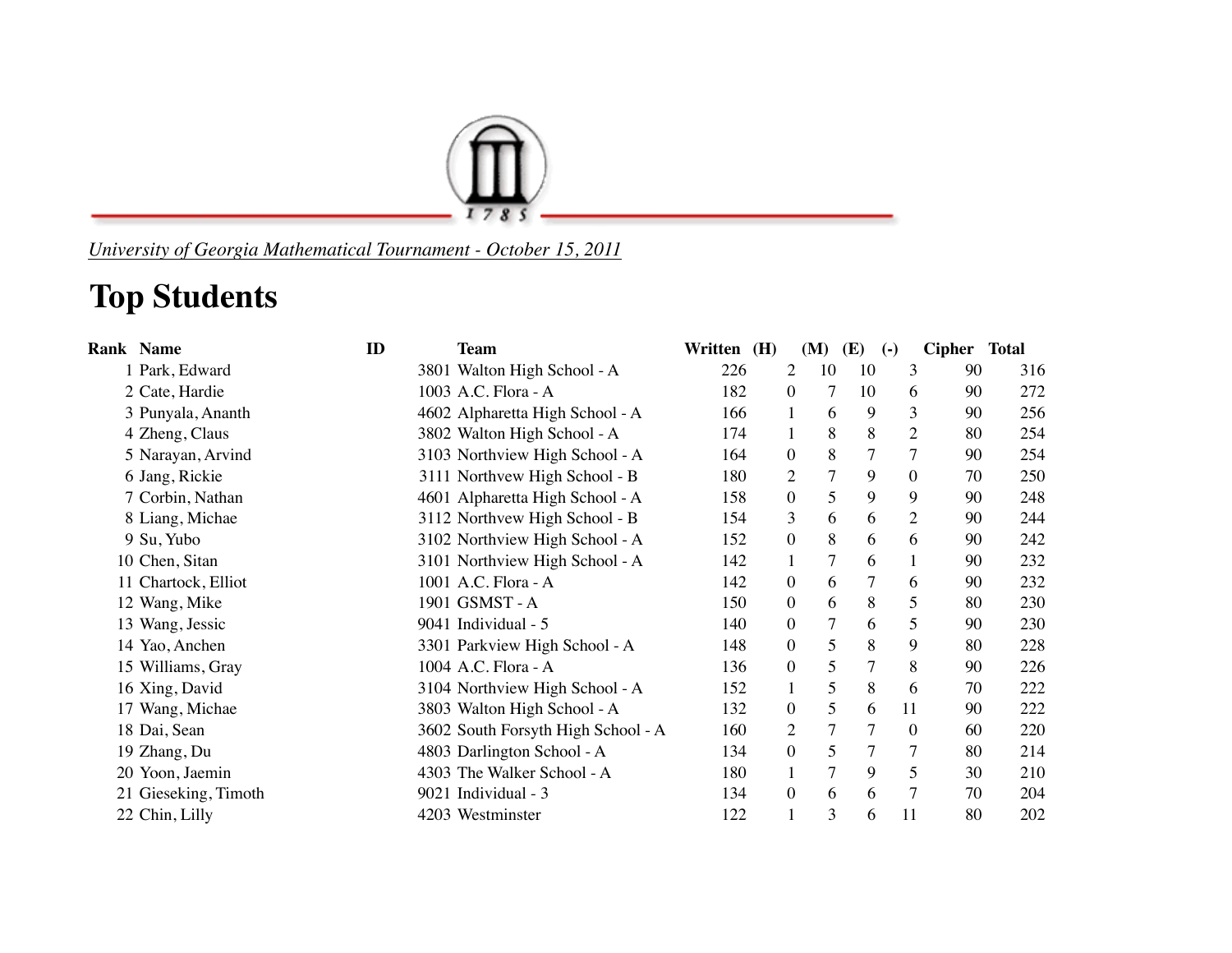*University of Georgia Mathematical Tournament - October 15, 2011*

# Top Students

| Rank | Name | ID | Team | Written | (H) | (M) | (E) | (-) | Cipher | Total |
|---|---|---|---|---|---|---|---|---|---|---|
| 1 | Park, Edward | 3801 | Walton High School - A | 226 | 2 | 10 | 10 | 3 | 90 | 316 |
| 2 | Cate, Hardie | 1003 | A.C. Flora - A | 182 | 0 | 7 | 10 | 6 | 90 | 272 |
| 3 | Punyala, Ananth | 4602 | Alpharetta High School - A | 166 | 1 | 6 | 9 | 3 | 90 | 256 |
| 4 | Zheng, Claus | 3802 | Walton High School - A | 174 | 1 | 8 | 8 | 2 | 80 | 254 |
| 5 | Narayan, Arvind | 3103 | Northview High School - A | 164 | 0 | 8 | 7 | 7 | 90 | 254 |
| 6 | Jang, Rickie | 3111 | Northvew High School - B | 180 | 2 | 7 | 9 | 0 | 70 | 250 |
| 7 | Corbin, Nathan | 4601 | Alpharetta High School - A | 158 | 0 | 5 | 9 | 9 | 90 | 248 |
| 8 | Liang, Michae | 3112 | Northvew High School - B | 154 | 3 | 6 | 6 | 2 | 90 | 244 |
| 9 | Su, Yubo | 3102 | Northview High School - A | 152 | 0 | 8 | 6 | 6 | 90 | 242 |
| 10 | Chen, Sitan | 3101 | Northview High School - A | 142 | 1 | 7 | 6 | 1 | 90 | 232 |
| 11 | Chartock, Elliot | 1001 | A.C. Flora - A | 142 | 0 | 6 | 7 | 6 | 90 | 232 |
| 12 | Wang, Mike | 1901 | GSMST - A | 150 | 0 | 6 | 8 | 5 | 80 | 230 |
| 13 | Wang, Jessic | 9041 | Individual - 5 | 140 | 0 | 7 | 6 | 5 | 90 | 230 |
| 14 | Yao, Anchen | 3301 | Parkview High School - A | 148 | 0 | 5 | 8 | 9 | 80 | 228 |
| 15 | Williams, Gray | 1004 | A.C. Flora - A | 136 | 0 | 5 | 7 | 8 | 90 | 226 |
| 16 | Xing, David | 3104 | Northview High School - A | 152 | 1 | 5 | 8 | 6 | 70 | 222 |
| 17 | Wang, Michae | 3803 | Walton High School - A | 132 | 0 | 5 | 6 | 11 | 90 | 222 |
| 18 | Dai, Sean | 3602 | South Forsyth High School - A | 160 | 2 | 7 | 7 | 0 | 60 | 220 |
| 19 | Zhang, Du | 4803 | Darlington School - A | 134 | 0 | 5 | 7 | 7 | 80 | 214 |
| 20 | Yoon, Jaemin | 4303 | The Walker School - A | 180 | 1 | 7 | 9 | 5 | 30 | 210 |
| 21 | Gieseking, Timoth | 9021 | Individual - 3 | 134 | 0 | 6 | 6 | 7 | 70 | 204 |
| 22 | Chin, Lilly | 4203 | Westminster | 122 | 1 | 3 | 6 | 11 | 80 | 202 |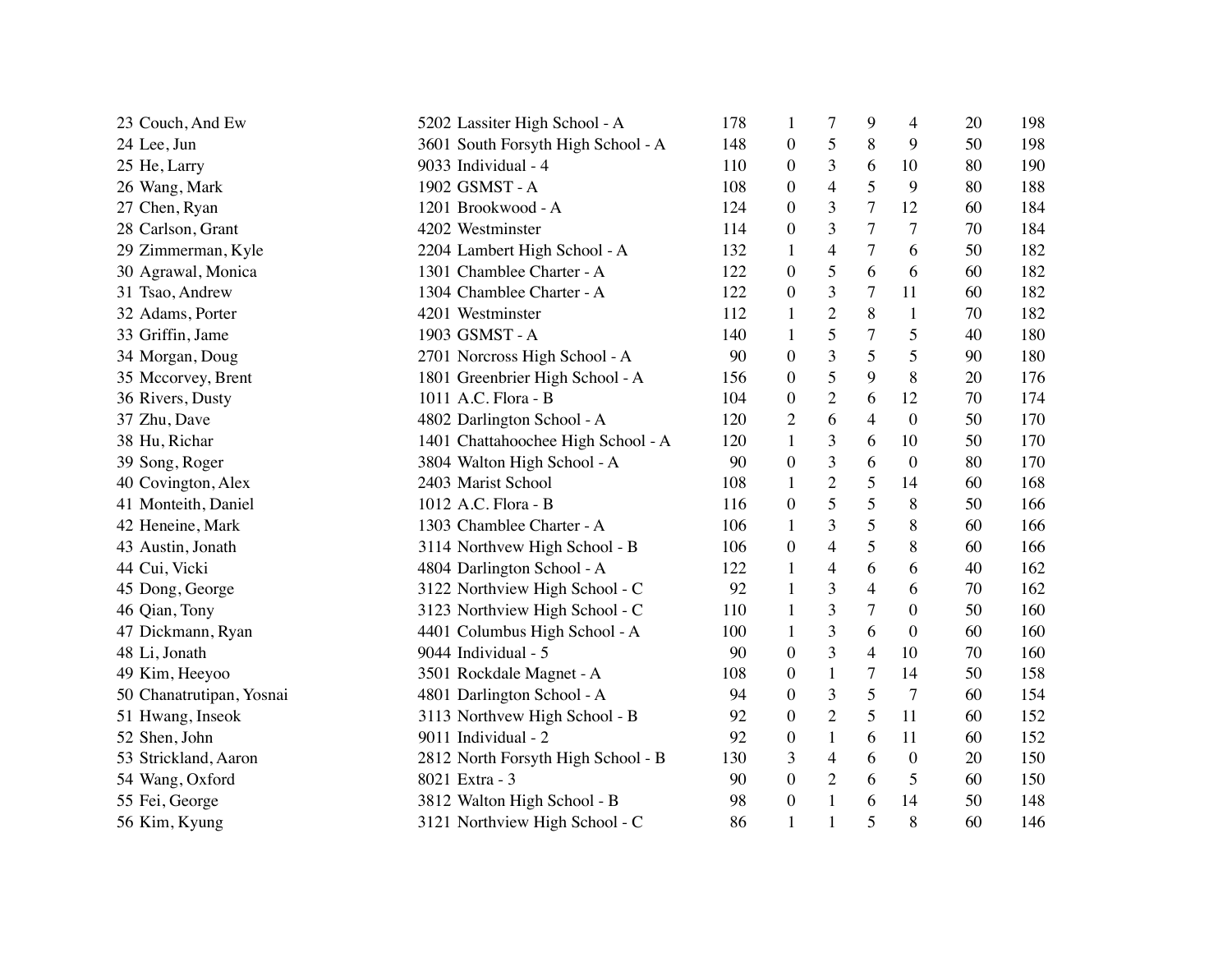| | | | | | | | | |
|---|---|---|---|---|---|---|---|---|
| 23 Couch, And Ew | 5202 Lassiter High School - A | 178 | 1 | 7 | 9 | 4 | 20 | 198 |
| 24 Lee, Jun | 3601 South Forsyth High School - A | 148 | 0 | 5 | 8 | 9 | 50 | 198 |
| 25 He, Larry | 9033 Individual - 4 | 110 | 0 | 3 | 6 | 10 | 80 | 190 |
| 26 Wang, Mark | 1902 GSMST - A | 108 | 0 | 4 | 5 | 9 | 80 | 188 |
| 27 Chen, Ryan | 1201 Brookwood - A | 124 | 0 | 3 | 7 | 12 | 60 | 184 |
| 28 Carlson, Grant | 4202 Westminster | 114 | 0 | 3 | 7 | 7 | 70 | 184 |
| 29 Zimmerman, Kyle | 2204 Lambert High School - A | 132 | 1 | 4 | 7 | 6 | 50 | 182 |
| 30 Agrawal, Monica | 1301 Chamblee Charter - A | 122 | 0 | 5 | 6 | 6 | 60 | 182 |
| 31 Tsao, Andrew | 1304 Chamblee Charter - A | 122 | 0 | 3 | 7 | 11 | 60 | 182 |
| 32 Adams, Porter | 4201 Westminster | 112 | 1 | 2 | 8 | 1 | 70 | 182 |
| 33 Griffin, Jame | 1903 GSMST - A | 140 | 1 | 5 | 7 | 5 | 40 | 180 |
| 34 Morgan, Doug | 2701 Norcross High School - A | 90 | 0 | 3 | 5 | 5 | 90 | 180 |
| 35 Mccorvey, Brent | 1801 Greenbrier High School - A | 156 | 0 | 5 | 9 | 8 | 20 | 176 |
| 36 Rivers, Dusty | 1011 A.C. Flora - B | 104 | 0 | 2 | 6 | 12 | 70 | 174 |
| 37 Zhu, Dave | 4802 Darlington School - A | 120 | 2 | 6 | 4 | 0 | 50 | 170 |
| 38 Hu, Richar | 1401 Chattahoochee High School - A | 120 | 1 | 3 | 6 | 10 | 50 | 170 |
| 39 Song, Roger | 3804 Walton High School - A | 90 | 0 | 3 | 6 | 0 | 80 | 170 |
| 40 Covington, Alex | 2403 Marist School | 108 | 1 | 2 | 5 | 14 | 60 | 168 |
| 41 Monteith, Daniel | 1012 A.C. Flora - B | 116 | 0 | 5 | 5 | 8 | 50 | 166 |
| 42 Heneine, Mark | 1303 Chamblee Charter - A | 106 | 1 | 3 | 5 | 8 | 60 | 166 |
| 43 Austin, Jonath | 3114 Northvew High School - B | 106 | 0 | 4 | 5 | 8 | 60 | 166 |
| 44 Cui, Vicki | 4804 Darlington School - A | 122 | 1 | 4 | 6 | 6 | 40 | 162 |
| 45 Dong, George | 3122 Northview High School - C | 92 | 1 | 3 | 4 | 6 | 70 | 162 |
| 46 Qian, Tony | 3123 Northview High School - C | 110 | 1 | 3 | 7 | 0 | 50 | 160 |
| 47 Dickmann, Ryan | 4401 Columbus High School - A | 100 | 1 | 3 | 6 | 0 | 60 | 160 |
| 48 Li, Jonath | 9044 Individual - 5 | 90 | 0 | 3 | 4 | 10 | 70 | 160 |
| 49 Kim, Heeyoo | 3501 Rockdale Magnet - A | 108 | 0 | 1 | 7 | 14 | 50 | 158 |
| 50 Chanatrutipan, Yosnai | 4801 Darlington School - A | 94 | 0 | 3 | 5 | 7 | 60 | 154 |
| 51 Hwang, Inseok | 3113 Northvew High School - B | 92 | 0 | 2 | 5 | 11 | 60 | 152 |
| 52 Shen, John | 9011 Individual - 2 | 92 | 0 | 1 | 6 | 11 | 60 | 152 |
| 53 Strickland, Aaron | 2812 North Forsyth High School - B | 130 | 3 | 4 | 6 | 0 | 20 | 150 |
| 54 Wang, Oxford | 8021 Extra - 3 | 90 | 0 | 2 | 6 | 5 | 60 | 150 |
| 55 Fei, George | 3812 Walton High School - B | 98 | 0 | 1 | 6 | 14 | 50 | 148 |
| 56 Kim, Kyung | 3121 Northview High School - C | 86 | 1 | 1 | 5 | 8 | 60 | 146 |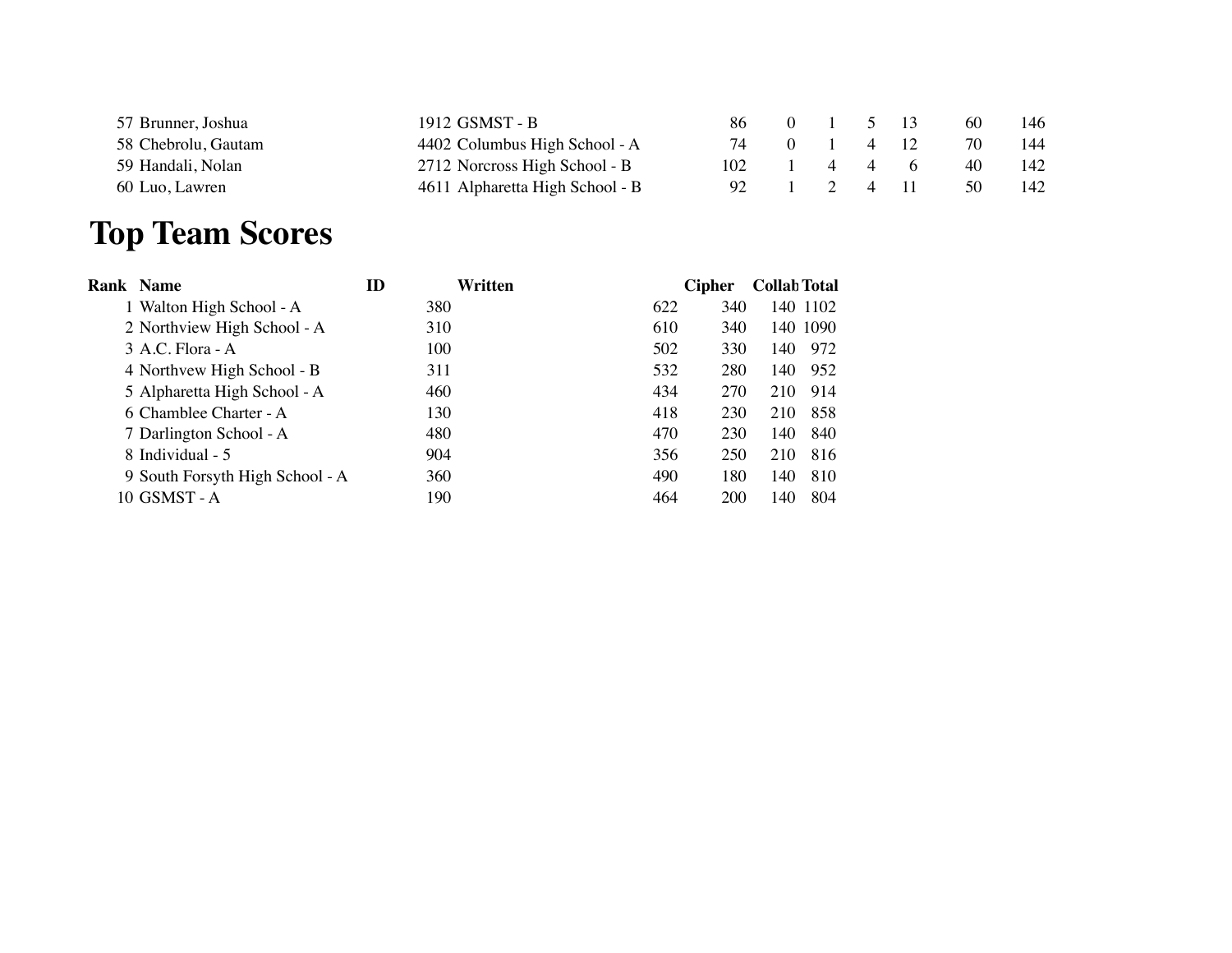| | | | | | | | | | | |
|---|---|---|---|---|---|---|---|---|---|---|
| 57 | Brunner, Joshua | 1912 | GSMST - B | 86 | 0 | 1 | 5 | 13 | 60 | 146 |
| 58 | Chebrolu, Gautam | 4402 | Columbus High School - A | 74 | 0 | 1 | 4 | 12 | 70 | 144 |
| 59 | Handali, Nolan | 2712 | Norcross High School - B | 102 | 1 | 4 | 4 | 6 | 40 | 142 |
| 60 | Luo, Lawren | 4611 | Alpharetta High School - B | 92 | 1 | 2 | 4 | 11 | 50 | 142 |

# Top Team Scores

| Rank | Name | ID | Written | Cipher | Collab | Total |
|---|---|---|---|---|---|---|
| 1 | Walton High School - A | 380 | 622 | 340 | 140 | 1102 |
| 2 | Northview High School - A | 310 | 610 | 340 | 140 | 1090 |
| 3 | A.C. Flora - A | 100 | 502 | 330 | 140 | 972 |
| 4 | Northvew High School - B | 311 | 532 | 280 | 140 | 952 |
| 5 | Alpharetta High School - A | 460 | 434 | 270 | 210 | 914 |
| 6 | Chamblee Charter - A | 130 | 418 | 230 | 210 | 858 |
| 7 | Darlington School - A | 480 | 470 | 230 | 140 | 840 |
| 8 | Individual - 5 | 904 | 356 | 250 | 210 | 816 |
| 9 | South Forsyth High School - A | 360 | 490 | 180 | 140 | 810 |
| 10 | GSMST - A | 190 | 464 | 200 | 140 | 804 |